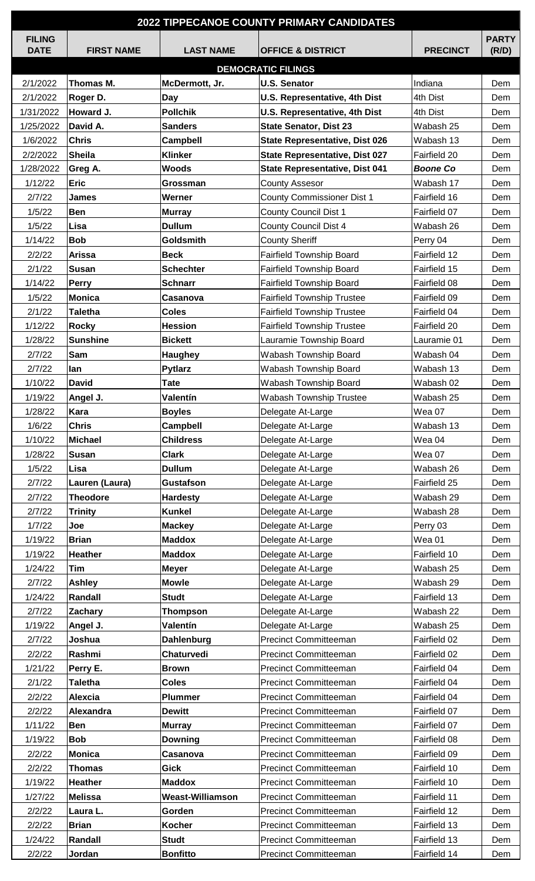# 2022 TIPPECANOE COUNTY PRIMARY CANDIDATES

| FILING DATE | FIRST NAME | LAST NAME | OFFICE & DISTRICT | PRECINCT | PARTY (R/D) |
|---|---|---|---|---|---|
| | | | **DEMOCRATIC FILINGS** | | |
| 2/1/2022 | **Thomas M.** | **McDermott, Jr.** | **U.S. Senator** | Indiana | Dem |
| 2/1/2022 | **Roger D.** | **Day** | **U.S. Representative, 4th Dist** | 4th Dist | Dem |
| 1/31/2022 | **Howard J.** | **Pollchik** | **U.S. Representative, 4th Dist** | 4th Dist | Dem |
| 1/25/2022 | **David A.** | **Sanders** | **State Senator, Dist 23** | Wabash 25 | Dem |
| 1/6/2022 | **Chris** | **Campbell** | **State Representative, Dist 026** | Wabash 13 | Dem |
| 2/2/2022 | **Sheila** | **Klinker** | **State Representative, Dist 027** | Fairfield 20 | Dem |
| 1/28/2022 | **Greg A.** | **Woods** | **State Representative, Dist 041** | ***Boone Co*** | Dem |
| 1/12/22 | **Eric** | **Grossman** | County Assesor | Wabash 17 | Dem |
| 2/7/22 | **James** | **Werner** | County Commissioner Dist 1 | Fairfield 16 | Dem |
| 1/5/22 | **Ben** | **Murray** | County Council Dist 1 | Fairfield 07 | Dem |
| 1/5/22 | **Lisa** | **Dullum** | County Council Dist 4 | Wabash 26 | Dem |
| 1/14/22 | **Bob** | **Goldsmith** | County Sheriff | Perry 04 | Dem |
| 2/2/22 | **Arissa** | **Beck** | Fairfield Township Board | Fairfield 12 | Dem |
| 2/1/22 | **Susan** | **Schechter** | Fairfield Township Board | Fairfield 15 | Dem |
| 1/14/22 | **Perry** | **Schnarr** | Fairfield Township Board | Fairfield 08 | Dem |
| 1/5/22 | **Monica** | **Casanova** | Fairfield Township Trustee | Fairfield 09 | Dem |
| 2/1/22 | **Taletha** | **Coles** | Fairfield Township Trustee | Fairfield 04 | Dem |
| 1/12/22 | **Rocky** | **Hession** | Fairfield Township Trustee | Fairfield 20 | Dem |
| 1/28/22 | **Sunshine** | **Bickett** | Lauramie Township Board | Lauramie 01 | Dem |
| 2/7/22 | **Sam** | **Haughey** | Wabash Township Board | Wabash 04 | Dem |
| 2/7/22 | **Ian** | **Pytlarz** | Wabash Township Board | Wabash 13 | Dem |
| 1/10/22 | **David** | **Tate** | Wabash Township Board | Wabash 02 | Dem |
| 1/19/22 | **Angel J.** | **Valentín** | Wabash Township Trustee | Wabash 25 | Dem |
| 1/28/22 | **Kara** | **Boyles** | Delegate At-Large | Wea 07 | Dem |
| 1/6/22 | **Chris** | **Campbell** | Delegate At-Large | Wabash 13 | Dem |
| 1/10/22 | **Michael** | **Childress** | Delegate At-Large | Wea 04 | Dem |
| 1/28/22 | **Susan** | **Clark** | Delegate At-Large | Wea 07 | Dem |
| 1/5/22 | **Lisa** | **Dullum** | Delegate At-Large | Wabash 26 | Dem |
| 2/7/22 | **Lauren (Laura)** | **Gustafson** | Delegate At-Large | Fairfield 25 | Dem |
| 2/7/22 | **Theodore** | **Hardesty** | Delegate At-Large | Wabash 29 | Dem |
| 2/7/22 | **Trinity** | **Kunkel** | Delegate At-Large | Wabash 28 | Dem |
| 1/7/22 | **Joe** | **Mackey** | Delegate At-Large | Perry 03 | Dem |
| 1/19/22 | **Brian** | **Maddox** | Delegate At-Large | Wea 01 | Dem |
| 1/19/22 | **Heather** | **Maddox** | Delegate At-Large | Fairfield 10 | Dem |
| 1/24/22 | **Tim** | **Meyer** | Delegate At-Large | Wabash 25 | Dem |
| 2/7/22 | **Ashley** | **Mowle** | Delegate At-Large | Wabash 29 | Dem |
| 1/24/22 | **Randall** | **Studt** | Delegate At-Large | Fairfield 13 | Dem |
| 2/7/22 | **Zachary** | **Thompson** | Delegate At-Large | Wabash 22 | Dem |
| 1/19/22 | **Angel J.** | **Valentín** | Delegate At-Large | Wabash 25 | Dem |
| 2/7/22 | **Joshua** | **Dahlenburg** | Precinct Committeeman | Fairfield 02 | Dem |
| 2/2/22 | **Rashmi** | **Chaturvedi** | Precinct Committeeman | Fairfield 02 | Dem |
| 1/21/22 | **Perry E.** | **Brown** | Precinct Committeeman | Fairfield 04 | Dem |
| 2/1/22 | **Taletha** | **Coles** | Precinct Committeeman | Fairfield 04 | Dem |
| 2/2/22 | **Alexcia** | **Plummer** | Precinct Committeeman | Fairfield 04 | Dem |
| 2/2/22 | **Alexandra** | **Dewitt** | Precinct Committeeman | Fairfield 07 | Dem |
| 1/11/22 | **Ben** | **Murray** | Precinct Committeeman | Fairfield 07 | Dem |
| 1/19/22 | **Bob** | **Downing** | Precinct Committeeman | Fairfield 08 | Dem |
| 2/2/22 | **Monica** | **Casanova** | Precinct Committeeman | Fairfield 09 | Dem |
| 2/2/22 | **Thomas** | **Gick** | Precinct Committeeman | Fairfield 10 | Dem |
| 1/19/22 | **Heather** | **Maddox** | Precinct Committeeman | Fairfield 10 | Dem |
| 1/27/22 | **Melissa** | **Weast-Williamson** | Precinct Committeeman | Fairfield 11 | Dem |
| 2/2/22 | **Laura L.** | **Gorden** | Precinct Committeeman | Fairfield 12 | Dem |
| 2/2/22 | **Brian** | **Kocher** | Precinct Committeeman | Fairfield 13 | Dem |
| 1/24/22 | **Randall** | **Studt** | Precinct Committeeman | Fairfield 13 | Dem |
| 2/2/22 | **Jordan** | **Bonfitto** | Precinct Committeeman | Fairfield 14 | Dem |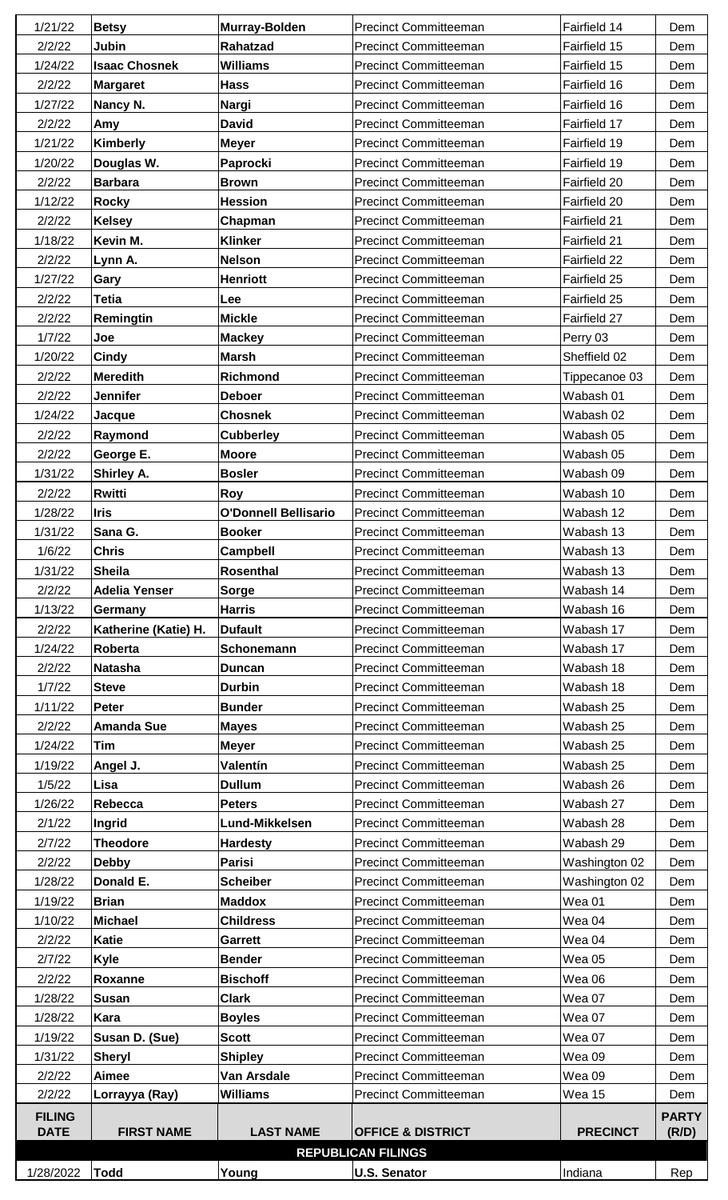| | | | | | |
|---|---|---|---|---|---|
| 1/21/22 | **Betsy** | **Murray-Bolden** | Precinct Committeeman | Fairfield 14 | Dem |
| 2/2/22 | **Jubin** | **Rahatzad** | Precinct Committeeman | Fairfield 15 | Dem |
| 1/24/22 | **Isaac Chosnek** | **Williams** | Precinct Committeeman | Fairfield 15 | Dem |
| 2/2/22 | **Margaret** | **Hass** | Precinct Committeeman | Fairfield 16 | Dem |
| 1/27/22 | **Nancy N.** | **Nargi** | Precinct Committeeman | Fairfield 16 | Dem |
| 2/2/22 | **Amy** | **David** | Precinct Committeeman | Fairfield 17 | Dem |
| 1/21/22 | **Kimberly** | **Meyer** | Precinct Committeeman | Fairfield 19 | Dem |
| 1/20/22 | **Douglas W.** | **Paprocki** | Precinct Committeeman | Fairfield 19 | Dem |
| 2/2/22 | **Barbara** | **Brown** | Precinct Committeeman | Fairfield 20 | Dem |
| 1/12/22 | **Rocky** | **Hession** | Precinct Committeeman | Fairfield 20 | Dem |
| 2/2/22 | **Kelsey** | **Chapman** | Precinct Committeeman | Fairfield 21 | Dem |
| 1/18/22 | **Kevin M.** | **Klinker** | Precinct Committeeman | Fairfield 21 | Dem |
| 2/2/22 | **Lynn A.** | **Nelson** | Precinct Committeeman | Fairfield 22 | Dem |
| 1/27/22 | **Gary** | **Henriott** | Precinct Committeeman | Fairfield 25 | Dem |
| 2/2/22 | **Tetia** | **Lee** | Precinct Committeeman | Fairfield 25 | Dem |
| 2/2/22 | **Remingtin** | **Mickle** | Precinct Committeeman | Fairfield 27 | Dem |
| 1/7/22 | **Joe** | **Mackey** | Precinct Committeeman | Perry 03 | Dem |
| 1/20/22 | **Cindy** | **Marsh** | Precinct Committeeman | Sheffield 02 | Dem |
| 2/2/22 | **Meredith** | **Richmond** | Precinct Committeeman | Tippecanoe 03 | Dem |
| 2/2/22 | **Jennifer** | **Deboer** | Precinct Committeeman | Wabash 01 | Dem |
| 1/24/22 | **Jacque** | **Chosnek** | Precinct Committeeman | Wabash 02 | Dem |
| 2/2/22 | **Raymond** | **Cubberley** | Precinct Committeeman | Wabash 05 | Dem |
| 2/2/22 | **George E.** | **Moore** | Precinct Committeeman | Wabash 05 | Dem |
| 1/31/22 | **Shirley A.** | **Bosler** | Precinct Committeeman | Wabash 09 | Dem |
| 2/2/22 | **Rwitti** | **Roy** | Precinct Committeeman | Wabash 10 | Dem |
| 1/28/22 | **Iris** | **O'Donnell Bellisario** | Precinct Committeeman | Wabash 12 | Dem |
| 1/31/22 | **Sana G.** | **Booker** | Precinct Committeeman | Wabash 13 | Dem |
| 1/6/22 | **Chris** | **Campbell** | Precinct Committeeman | Wabash 13 | Dem |
| 1/31/22 | **Sheila** | **Rosenthal** | Precinct Committeeman | Wabash 13 | Dem |
| 2/2/22 | **Adelia Yenser** | **Sorge** | Precinct Committeeman | Wabash 14 | Dem |
| 1/13/22 | **Germany** | **Harris** | Precinct Committeeman | Wabash 16 | Dem |
| 2/2/22 | **Katherine (Katie) H.** | **Dufault** | Precinct Committeeman | Wabash 17 | Dem |
| 1/24/22 | **Roberta** | **Schonemann** | Precinct Committeeman | Wabash 17 | Dem |
| 2/2/22 | **Natasha** | **Duncan** | Precinct Committeeman | Wabash 18 | Dem |
| 1/7/22 | **Steve** | **Durbin** | Precinct Committeeman | Wabash 18 | Dem |
| 1/11/22 | **Peter** | **Bunder** | Precinct Committeeman | Wabash 25 | Dem |
| 2/2/22 | **Amanda Sue** | **Mayes** | Precinct Committeeman | Wabash 25 | Dem |
| 1/24/22 | **Tim** | **Meyer** | Precinct Committeeman | Wabash 25 | Dem |
| 1/19/22 | **Angel J.** | **Valentín** | Precinct Committeeman | Wabash 25 | Dem |
| 1/5/22 | **Lisa** | **Dullum** | Precinct Committeeman | Wabash 26 | Dem |
| 1/26/22 | **Rebecca** | **Peters** | Precinct Committeeman | Wabash 27 | Dem |
| 2/1/22 | **Ingrid** | **Lund-Mikkelsen** | Precinct Committeeman | Wabash 28 | Dem |
| 2/7/22 | **Theodore** | **Hardesty** | Precinct Committeeman | Wabash 29 | Dem |
| 2/2/22 | **Debby** | **Parisi** | Precinct Committeeman | Washington 02 | Dem |
| 1/28/22 | **Donald E.** | **Scheiber** | Precinct Committeeman | Washington 02 | Dem |
| 1/19/22 | **Brian** | **Maddox** | Precinct Committeeman | Wea 01 | Dem |
| 1/10/22 | **Michael** | **Childress** | Precinct Committeeman | Wea 04 | Dem |
| 2/2/22 | **Katie** | **Garrett** | Precinct Committeeman | Wea 04 | Dem |
| 2/7/22 | **Kyle** | **Bender** | Precinct Committeeman | Wea 05 | Dem |
| 2/2/22 | **Roxanne** | **Bischoff** | Precinct Committeeman | Wea 06 | Dem |
| 1/28/22 | **Susan** | **Clark** | Precinct Committeeman | Wea 07 | Dem |
| 1/28/22 | **Kara** | **Boyles** | Precinct Committeeman | Wea 07 | Dem |
| 1/19/22 | **Susan D. (Sue)** | **Scott** | Precinct Committeeman | Wea 07 | Dem |
| 1/31/22 | **Sheryl** | **Shipley** | Precinct Committeeman | Wea 09 | Dem |
| 2/2/22 | **Aimee** | **Van Arsdale** | Precinct Committeeman | Wea 09 | Dem |
| 2/2/22 | **Lorrayya (Ray)** | **Williams** | Precinct Committeeman | Wea 15 | Dem |

| FILING DATE | FIRST NAME | LAST NAME | OFFICE & DISTRICT | PRECINCT | PARTY (R/D) |
|---|---|---|---|---|---|
| | | | **REPUBLICAN FILINGS** | | |
| 1/28/2022 | **Todd** | **Young** | **U.S. Senator** | Indiana | Rep |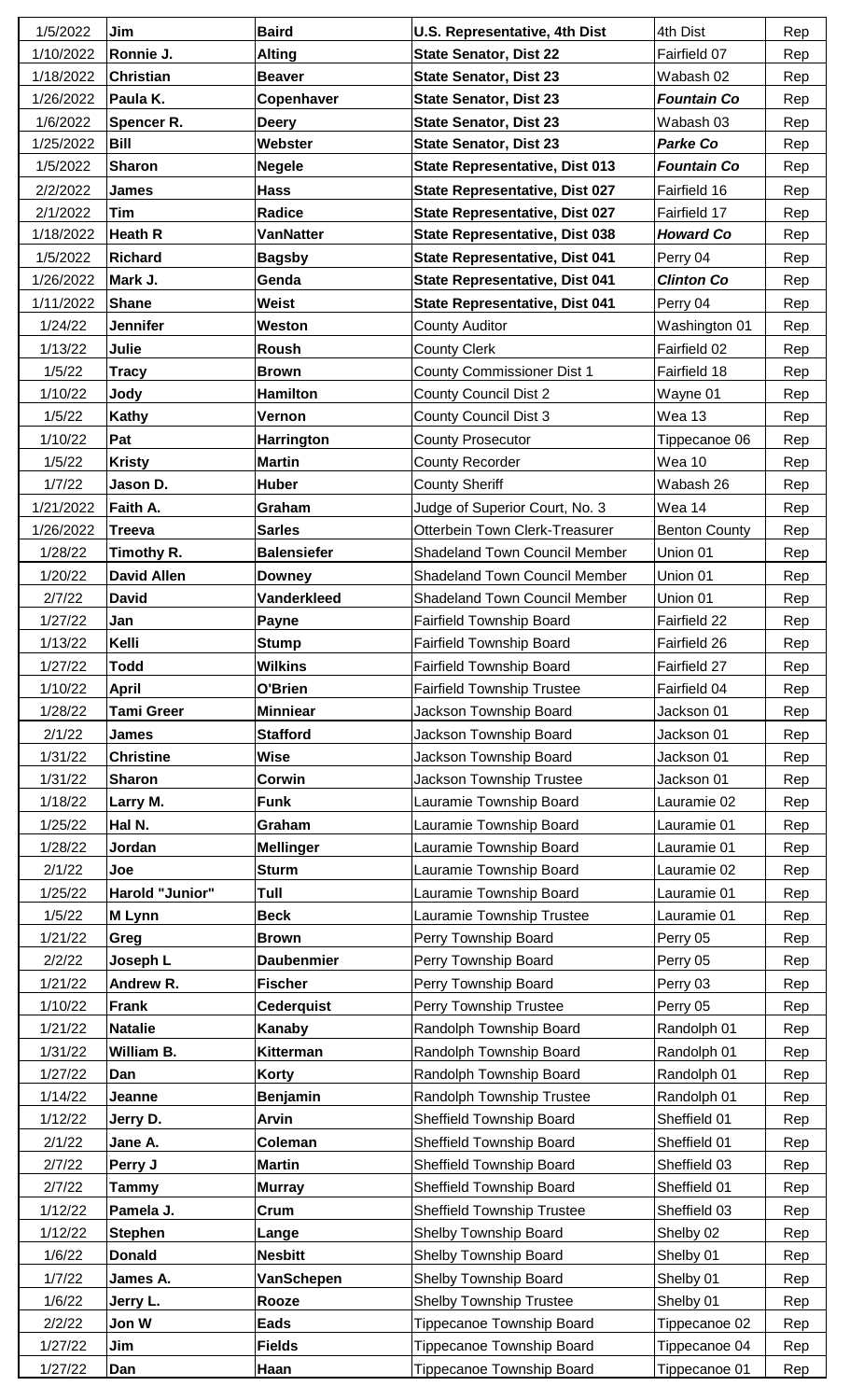| | | | | | |
|---|---|---|---|---|---|
| 1/5/2022 | **Jim** | **Baird** | **U.S. Representative, 4th Dist** | 4th Dist | Rep |
| 1/10/2022 | **Ronnie J.** | **Alting** | **State Senator, Dist 22** | Fairfield 07 | Rep |
| 1/18/2022 | **Christian** | **Beaver** | **State Senator, Dist 23** | Wabash 02 | Rep |
| 1/26/2022 | **Paula K.** | **Copenhaver** | **State Senator, Dist 23** | ***Fountain Co*** | Rep |
| 1/6/2022 | **Spencer R.** | **Deery** | **State Senator, Dist 23** | Wabash 03 | Rep |
| 1/25/2022 | **Bill** | **Webster** | **State Senator, Dist 23** | ***Parke Co*** | Rep |
| 1/5/2022 | **Sharon** | **Negele** | **State Representative, Dist 013** | ***Fountain Co*** | Rep |
| 2/2/2022 | **James** | **Hass** | **State Representative, Dist 027** | Fairfield 16 | Rep |
| 2/1/2022 | **Tim** | **Radice** | **State Representative, Dist 027** | Fairfield 17 | Rep |
| 1/18/2022 | **Heath R** | **VanNatter** | **State Representative, Dist 038** | ***Howard Co*** | Rep |
| 1/5/2022 | **Richard** | **Bagsby** | **State Representative, Dist 041** | Perry 04 | Rep |
| 1/26/2022 | **Mark J.** | **Genda** | **State Representative, Dist 041** | ***Clinton Co*** | Rep |
| 1/11/2022 | **Shane** | **Weist** | **State Representative, Dist 041** | Perry 04 | Rep |
| 1/24/22 | **Jennifer** | **Weston** | County Auditor | Washington 01 | Rep |
| 1/13/22 | **Julie** | **Roush** | County Clerk | Fairfield 02 | Rep |
| 1/5/22 | **Tracy** | **Brown** | County Commissioner Dist 1 | Fairfield 18 | Rep |
| 1/10/22 | **Jody** | **Hamilton** | County Council Dist 2 | Wayne 01 | Rep |
| 1/5/22 | **Kathy** | **Vernon** | County Council Dist 3 | Wea 13 | Rep |
| 1/10/22 | **Pat** | **Harrington** | County Prosecutor | Tippecanoe 06 | Rep |
| 1/5/22 | **Kristy** | **Martin** | County Recorder | Wea 10 | Rep |
| 1/7/22 | **Jason D.** | **Huber** | County Sheriff | Wabash 26 | Rep |
| 1/21/2022 | **Faith A.** | **Graham** | Judge of Superior Court, No. 3 | Wea 14 | Rep |
| 1/26/2022 | **Treeva** | **Sarles** | Otterbein Town Clerk-Treasurer | Benton County | Rep |
| 1/28/22 | **Timothy R.** | **Balensiefer** | Shadeland Town Council Member | Union 01 | Rep |
| 1/20/22 | **David Allen** | **Downey** | Shadeland Town Council Member | Union 01 | Rep |
| 2/7/22 | **David** | **Vanderkleed** | Shadeland Town Council Member | Union 01 | Rep |
| 1/27/22 | **Jan** | **Payne** | Fairfield Township Board | Fairfield 22 | Rep |
| 1/13/22 | **Kelli** | **Stump** | Fairfield Township Board | Fairfield 26 | Rep |
| 1/27/22 | **Todd** | **Wilkins** | Fairfield Township Board | Fairfield 27 | Rep |
| 1/10/22 | **April** | **O'Brien** | Fairfield Township Trustee | Fairfield 04 | Rep |
| 1/28/22 | **Tami Greer** | **Minniear** | Jackson Township Board | Jackson 01 | Rep |
| 2/1/22 | **James** | **Stafford** | Jackson Township Board | Jackson 01 | Rep |
| 1/31/22 | **Christine** | **Wise** | Jackson Township Board | Jackson 01 | Rep |
| 1/31/22 | **Sharon** | **Corwin** | Jackson Township Trustee | Jackson 01 | Rep |
| 1/18/22 | **Larry M.** | **Funk** | Lauramie Township Board | Lauramie 02 | Rep |
| 1/25/22 | **Hal N.** | **Graham** | Lauramie Township Board | Lauramie 01 | Rep |
| 1/28/22 | **Jordan** | **Mellinger** | Lauramie Township Board | Lauramie 01 | Rep |
| 2/1/22 | **Joe** | **Sturm** | Lauramie Township Board | Lauramie 02 | Rep |
| 1/25/22 | **Harold "Junior"** | **Tull** | Lauramie Township Board | Lauramie 01 | Rep |
| 1/5/22 | **M Lynn** | **Beck** | Lauramie Township Trustee | Lauramie 01 | Rep |
| 1/21/22 | **Greg** | **Brown** | Perry Township Board | Perry 05 | Rep |
| 2/2/22 | **Joseph L** | **Daubenmier** | Perry Township Board | Perry 05 | Rep |
| 1/21/22 | **Andrew R.** | **Fischer** | Perry Township Board | Perry 03 | Rep |
| 1/10/22 | **Frank** | **Cederquist** | Perry Township Trustee | Perry 05 | Rep |
| 1/21/22 | **Natalie** | **Kanaby** | Randolph Township Board | Randolph 01 | Rep |
| 1/31/22 | **William B.** | **Kitterman** | Randolph Township Board | Randolph 01 | Rep |
| 1/27/22 | **Dan** | **Korty** | Randolph Township Board | Randolph 01 | Rep |
| 1/14/22 | **Jeanne** | **Benjamin** | Randolph Township Trustee | Randolph 01 | Rep |
| 1/12/22 | **Jerry D.** | **Arvin** | Sheffield Township Board | Sheffield 01 | Rep |
| 2/1/22 | **Jane A.** | **Coleman** | Sheffield Township Board | Sheffield 01 | Rep |
| 2/7/22 | **Perry J** | **Martin** | Sheffield Township Board | Sheffield 03 | Rep |
| 2/7/22 | **Tammy** | **Murray** | Sheffield Township Board | Sheffield 01 | Rep |
| 1/12/22 | **Pamela J.** | **Crum** | Sheffield Township Trustee | Sheffield 03 | Rep |
| 1/12/22 | **Stephen** | **Lange** | Shelby Township Board | Shelby 02 | Rep |
| 1/6/22 | **Donald** | **Nesbitt** | Shelby Township Board | Shelby 01 | Rep |
| 1/7/22 | **James A.** | **VanSchepen** | Shelby Township Board | Shelby 01 | Rep |
| 1/6/22 | **Jerry L.** | **Rooze** | Shelby Township Trustee | Shelby 01 | Rep |
| 2/2/22 | **Jon W** | **Eads** | Tippecanoe Township Board | Tippecanoe 02 | Rep |
| 1/27/22 | **Jim** | **Fields** | Tippecanoe Township Board | Tippecanoe 04 | Rep |
| 1/27/22 | **Dan** | **Haan** | Tippecanoe Township Board | Tippecanoe 01 | Rep |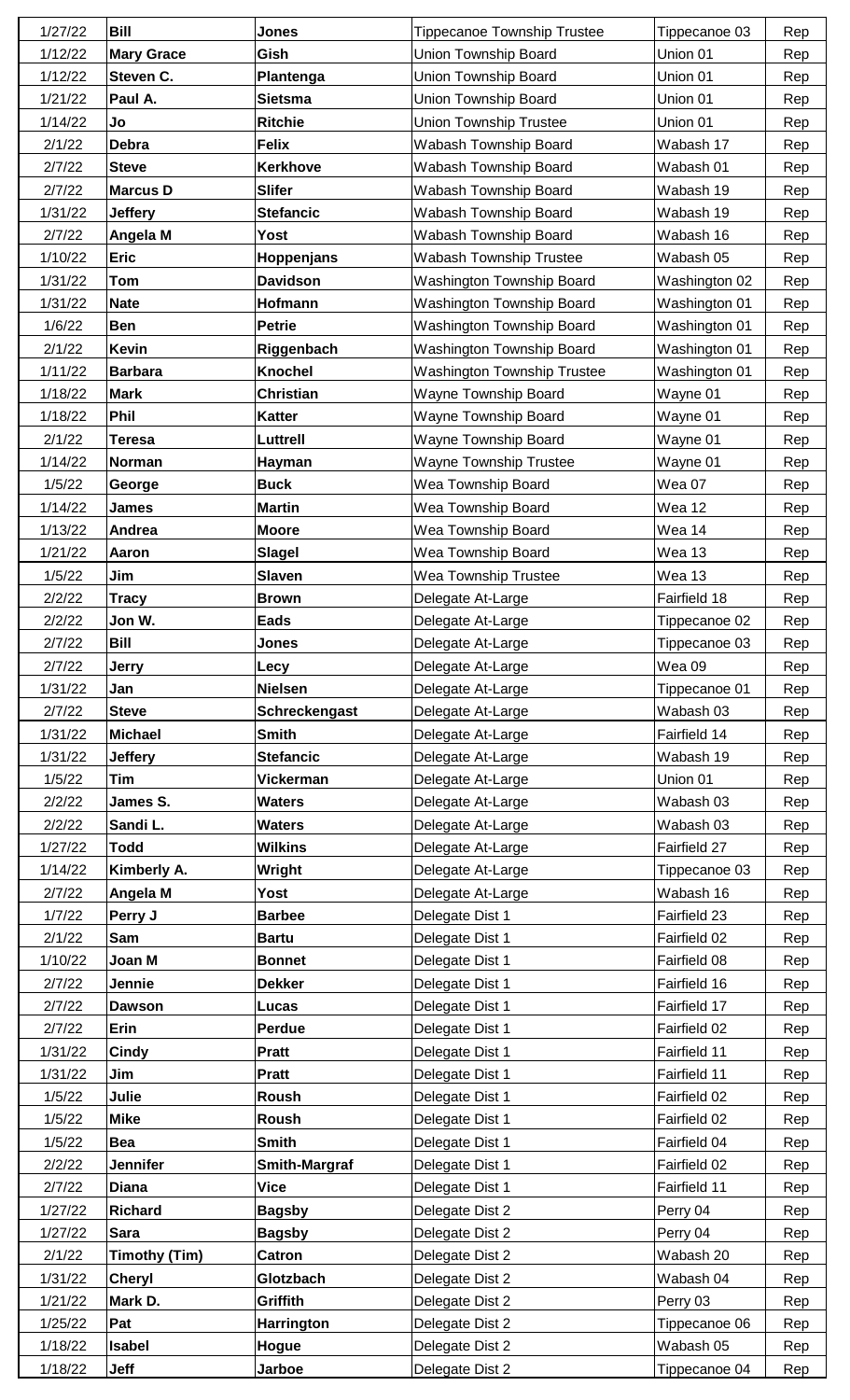| | | | | | |
|---|---|---|---|---|---|
| 1/27/22 | **Bill** | **Jones** | Tippecanoe Township Trustee | Tippecanoe 03 | Rep |
| 1/12/22 | **Mary Grace** | **Gish** | Union Township Board | Union 01 | Rep |
| 1/12/22 | **Steven C.** | **Plantenga** | Union Township Board | Union 01 | Rep |
| 1/21/22 | **Paul A.** | **Sietsma** | Union Township Board | Union 01 | Rep |
| 1/14/22 | **Jo** | **Ritchie** | Union Township Trustee | Union 01 | Rep |
| 2/1/22 | **Debra** | **Felix** | Wabash Township Board | Wabash 17 | Rep |
| 2/7/22 | **Steve** | **Kerkhove** | Wabash Township Board | Wabash 01 | Rep |
| 2/7/22 | **Marcus D** | **Slifer** | Wabash Township Board | Wabash 19 | Rep |
| 1/31/22 | **Jeffery** | **Stefancic** | Wabash Township Board | Wabash 19 | Rep |
| 2/7/22 | **Angela M** | **Yost** | Wabash Township Board | Wabash 16 | Rep |
| 1/10/22 | **Eric** | **Hoppenjans** | Wabash Township Trustee | Wabash 05 | Rep |
| 1/31/22 | **Tom** | **Davidson** | Washington Township Board | Washington 02 | Rep |
| 1/31/22 | **Nate** | **Hofmann** | Washington Township Board | Washington 01 | Rep |
| 1/6/22 | **Ben** | **Petrie** | Washington Township Board | Washington 01 | Rep |
| 2/1/22 | **Kevin** | **Riggenbach** | Washington Township Board | Washington 01 | Rep |
| 1/11/22 | **Barbara** | **Knochel** | Washington Township Trustee | Washington 01 | Rep |
| 1/18/22 | **Mark** | **Christian** | Wayne Township Board | Wayne 01 | Rep |
| 1/18/22 | **Phil** | **Katter** | Wayne Township Board | Wayne 01 | Rep |
| 2/1/22 | **Teresa** | **Luttrell** | Wayne Township Board | Wayne 01 | Rep |
| 1/14/22 | **Norman** | **Hayman** | Wayne Township Trustee | Wayne 01 | Rep |
| 1/5/22 | **George** | **Buck** | Wea Township Board | Wea 07 | Rep |
| 1/14/22 | **James** | **Martin** | Wea Township Board | Wea 12 | Rep |
| 1/13/22 | **Andrea** | **Moore** | Wea Township Board | Wea 14 | Rep |
| 1/21/22 | **Aaron** | **Slagel** | Wea Township Board | Wea 13 | Rep |
| 1/5/22 | **Jim** | **Slaven** | Wea Township Trustee | Wea 13 | Rep |
| 2/2/22 | **Tracy** | **Brown** | Delegate At-Large | Fairfield 18 | Rep |
| 2/2/22 | **Jon W.** | **Eads** | Delegate At-Large | Tippecanoe 02 | Rep |
| 2/7/22 | **Bill** | **Jones** | Delegate At-Large | Tippecanoe 03 | Rep |
| 2/7/22 | **Jerry** | **Lecy** | Delegate At-Large | Wea 09 | Rep |
| 1/31/22 | **Jan** | **Nielsen** | Delegate At-Large | Tippecanoe 01 | Rep |
| 2/7/22 | **Steve** | **Schreckengast** | Delegate At-Large | Wabash 03 | Rep |
| 1/31/22 | **Michael** | **Smith** | Delegate At-Large | Fairfield 14 | Rep |
| 1/31/22 | **Jeffery** | **Stefancic** | Delegate At-Large | Wabash 19 | Rep |
| 1/5/22 | **Tim** | **Vickerman** | Delegate At-Large | Union 01 | Rep |
| 2/2/22 | **James S.** | **Waters** | Delegate At-Large | Wabash 03 | Rep |
| 2/2/22 | **Sandi L.** | **Waters** | Delegate At-Large | Wabash 03 | Rep |
| 1/27/22 | **Todd** | **Wilkins** | Delegate At-Large | Fairfield 27 | Rep |
| 1/14/22 | **Kimberly A.** | **Wright** | Delegate At-Large | Tippecanoe 03 | Rep |
| 2/7/22 | **Angela M** | **Yost** | Delegate At-Large | Wabash 16 | Rep |
| 1/7/22 | **Perry J** | **Barbee** | Delegate Dist 1 | Fairfield 23 | Rep |
| 2/1/22 | **Sam** | **Bartu** | Delegate Dist 1 | Fairfield 02 | Rep |
| 1/10/22 | **Joan M** | **Bonnet** | Delegate Dist 1 | Fairfield 08 | Rep |
| 2/7/22 | **Jennie** | **Dekker** | Delegate Dist 1 | Fairfield 16 | Rep |
| 2/7/22 | **Dawson** | **Lucas** | Delegate Dist 1 | Fairfield 17 | Rep |
| 2/7/22 | **Erin** | **Perdue** | Delegate Dist 1 | Fairfield 02 | Rep |
| 1/31/22 | **Cindy** | **Pratt** | Delegate Dist 1 | Fairfield 11 | Rep |
| 1/31/22 | **Jim** | **Pratt** | Delegate Dist 1 | Fairfield 11 | Rep |
| 1/5/22 | **Julie** | **Roush** | Delegate Dist 1 | Fairfield 02 | Rep |
| 1/5/22 | **Mike** | **Roush** | Delegate Dist 1 | Fairfield 02 | Rep |
| 1/5/22 | **Bea** | **Smith** | Delegate Dist 1 | Fairfield 04 | Rep |
| 2/2/22 | **Jennifer** | **Smith-Margraf** | Delegate Dist 1 | Fairfield 02 | Rep |
| 2/7/22 | **Diana** | **Vice** | Delegate Dist 1 | Fairfield 11 | Rep |
| 1/27/22 | **Richard** | **Bagsby** | Delegate Dist 2 | Perry 04 | Rep |
| 1/27/22 | **Sara** | **Bagsby** | Delegate Dist 2 | Perry 04 | Rep |
| 2/1/22 | **Timothy (Tim)** | **Catron** | Delegate Dist 2 | Wabash 20 | Rep |
| 1/31/22 | **Cheryl** | **Glotzbach** | Delegate Dist 2 | Wabash 04 | Rep |
| 1/21/22 | **Mark D.** | **Griffith** | Delegate Dist 2 | Perry 03 | Rep |
| 1/25/22 | **Pat** | **Harrington** | Delegate Dist 2 | Tippecanoe 06 | Rep |
| 1/18/22 | **Isabel** | **Hogue** | Delegate Dist 2 | Wabash 05 | Rep |
| 1/18/22 | **Jeff** | **Jarboe** | Delegate Dist 2 | Tippecanoe 04 | Rep |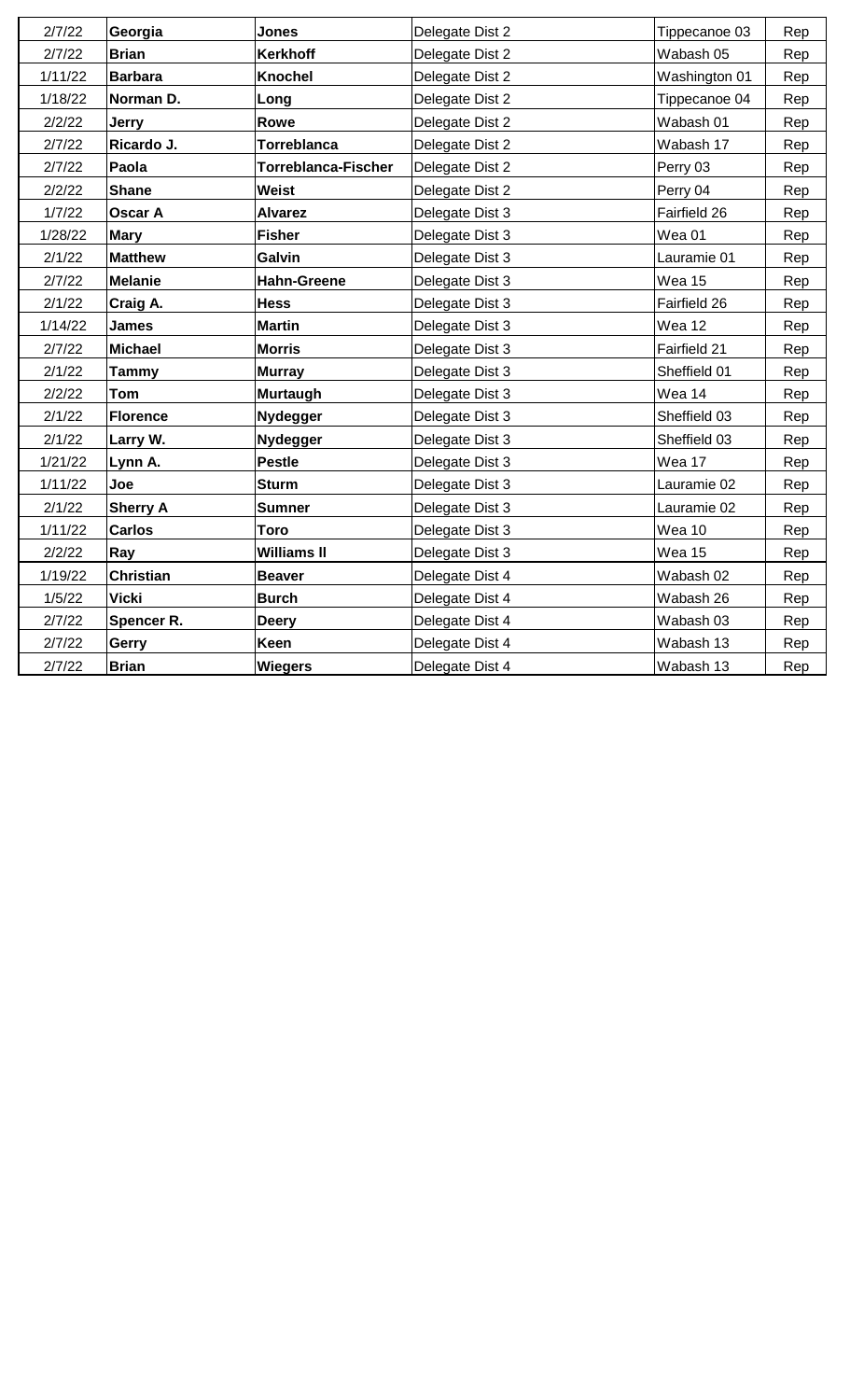| | | | | | |
|---|---|---|---|---|---|
| 2/7/22 | **Georgia** | **Jones** | Delegate Dist 2 | Tippecanoe 03 | Rep |
| 2/7/22 | **Brian** | **Kerkhoff** | Delegate Dist 2 | Wabash 05 | Rep |
| 1/11/22 | **Barbara** | **Knochel** | Delegate Dist 2 | Washington 01 | Rep |
| 1/18/22 | **Norman D.** | **Long** | Delegate Dist 2 | Tippecanoe 04 | Rep |
| 2/2/22 | **Jerry** | **Rowe** | Delegate Dist 2 | Wabash 01 | Rep |
| 2/7/22 | **Ricardo J.** | **Torreblanca** | Delegate Dist 2 | Wabash 17 | Rep |
| 2/7/22 | **Paola** | **Torreblanca-Fischer** | Delegate Dist 2 | Perry 03 | Rep |
| 2/2/22 | **Shane** | **Weist** | Delegate Dist 2 | Perry 04 | Rep |
| 1/7/22 | **Oscar A** | **Alvarez** | Delegate Dist 3 | Fairfield 26 | Rep |
| 1/28/22 | **Mary** | **Fisher** | Delegate Dist 3 | Wea 01 | Rep |
| 2/1/22 | **Matthew** | **Galvin** | Delegate Dist 3 | Lauramie 01 | Rep |
| 2/7/22 | **Melanie** | **Hahn-Greene** | Delegate Dist 3 | Wea 15 | Rep |
| 2/1/22 | **Craig A.** | **Hess** | Delegate Dist 3 | Fairfield 26 | Rep |
| 1/14/22 | **James** | **Martin** | Delegate Dist 3 | Wea 12 | Rep |
| 2/7/22 | **Michael** | **Morris** | Delegate Dist 3 | Fairfield 21 | Rep |
| 2/1/22 | **Tammy** | **Murray** | Delegate Dist 3 | Sheffield 01 | Rep |
| 2/2/22 | **Tom** | **Murtaugh** | Delegate Dist 3 | Wea 14 | Rep |
| 2/1/22 | **Florence** | **Nydegger** | Delegate Dist 3 | Sheffield 03 | Rep |
| 2/1/22 | **Larry W.** | **Nydegger** | Delegate Dist 3 | Sheffield 03 | Rep |
| 1/21/22 | **Lynn A.** | **Pestle** | Delegate Dist 3 | Wea 17 | Rep |
| 1/11/22 | **Joe** | **Sturm** | Delegate Dist 3 | Lauramie 02 | Rep |
| 2/1/22 | **Sherry A** | **Sumner** | Delegate Dist 3 | Lauramie 02 | Rep |
| 1/11/22 | **Carlos** | **Toro** | Delegate Dist 3 | Wea 10 | Rep |
| 2/2/22 | **Ray** | **Williams II** | Delegate Dist 3 | Wea 15 | Rep |
| 1/19/22 | **Christian** | **Beaver** | Delegate Dist 4 | Wabash 02 | Rep |
| 1/5/22 | **Vicki** | **Burch** | Delegate Dist 4 | Wabash 26 | Rep |
| 2/7/22 | **Spencer R.** | **Deery** | Delegate Dist 4 | Wabash 03 | Rep |
| 2/7/22 | **Gerry** | **Keen** | Delegate Dist 4 | Wabash 13 | Rep |
| 2/7/22 | **Brian** | **Wiegers** | Delegate Dist 4 | Wabash 13 | Rep |